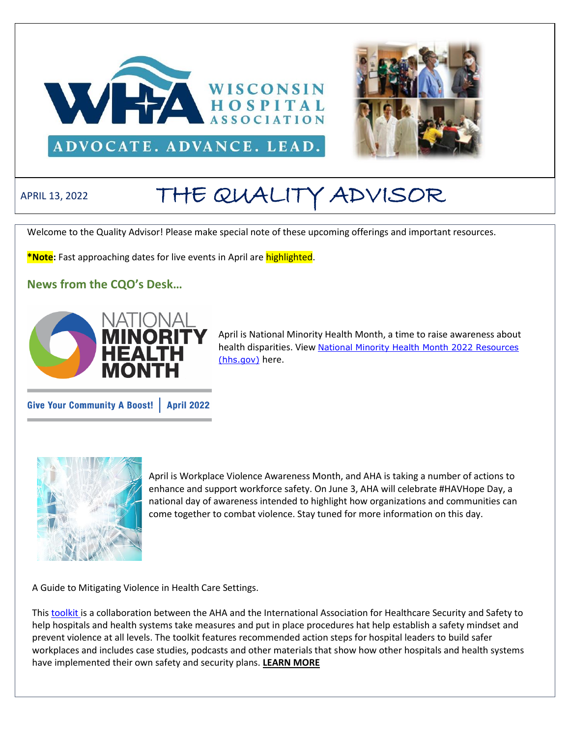APRIL 13, 2022

# THE QUALITY ADVISOR

Welcome to the Quality Advisor! Please make special note of these upcoming offerings and important resources.

***Note:** Fast approaching dates for live events in April are highlighted.

## News from the CQO's Desk…

April is National Minority Health Month, a time to raise awareness about health disparities. View National Minority Health Month 2022 Resources (hhs.gov) here.

April is Workplace Violence Awareness Month, and AHA is taking a number of actions to enhance and support workforce safety. On June 3, AHA will celebrate #HAVHope Day, a national day of awareness intended to highlight how organizations and communities can come together to combat violence. Stay tuned for more information on this day.

A Guide to Mitigating Violence in Health Care Settings.

This toolkit is a collaboration between the AHA and the International Association for Healthcare Security and Safety to help hospitals and health systems take measures and put in place procedures hat help establish a safety mindset and prevent violence at all levels. The toolkit features recommended action steps for hospital leaders to build safer workplaces and includes case studies, podcasts and other materials that show how other hospitals and health systems have implemented their own safety and security plans. **LEARN MORE**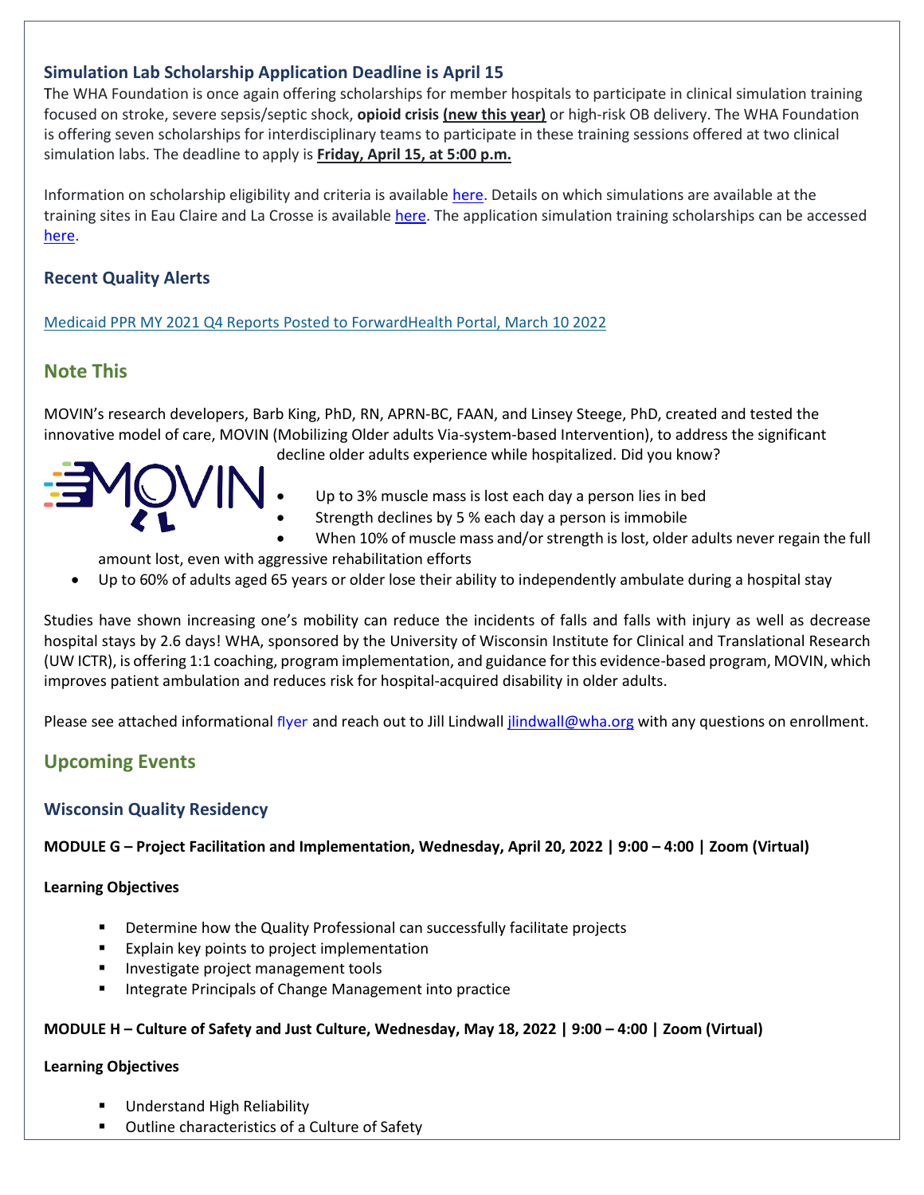### Simulation Lab Scholarship Application Deadline is April 15

The WHA Foundation is once again offering scholarships for member hospitals to participate in clinical simulation training focused on stroke, severe sepsis/septic shock, **opioid crisis** **(new this year)** or high-risk OB delivery. The WHA Foundation is offering seven scholarships for interdisciplinary teams to participate in these training sessions offered at two clinical simulation labs. The deadline to apply is **Friday, April 15, at 5:00 p.m.**

Information on scholarship eligibility and criteria is available here. Details on which simulations are available at the training sites in Eau Claire and La Crosse is available here. The application simulation training scholarships can be accessed here.

### Recent Quality Alerts

Medicaid PPR MY 2021 Q4 Reports Posted to ForwardHealth Portal, March 10 2022

## Note This

MOVIN's research developers, Barb King, PhD, RN, APRN-BC, FAAN, and Linsey Steege, PhD, created and tested the innovative model of care, MOVIN (Mobilizing Older adults Via-system-based Intervention), to address the significant decline older adults experience while hospitalized. Did you know?

- Up to 3% muscle mass is lost each day a person lies in bed
- Strength declines by 5 % each day a person is immobile
- When 10% of muscle mass and/or strength is lost, older adults never regain the full amount lost, even with aggressive rehabilitation efforts
- Up to 60% of adults aged 65 years or older lose their ability to independently ambulate during a hospital stay

Studies have shown increasing one's mobility can reduce the incidents of falls and falls with injury as well as decrease hospital stays by 2.6 days! WHA, sponsored by the University of Wisconsin Institute for Clinical and Translational Research (UW ICTR), is offering 1:1 coaching, program implementation, and guidance for this evidence-based program, MOVIN, which improves patient ambulation and reduces risk for hospital-acquired disability in older adults.

Please see attached informational flyer and reach out to Jill Lindwall jlindwall@wha.org with any questions on enrollment.

## Upcoming Events

### Wisconsin Quality Residency

**MODULE G – Project Facilitation and Implementation, Wednesday, April 20, 2022 | 9:00 – 4:00 | Zoom (Virtual)**

**Learning Objectives**

- Determine how the Quality Professional can successfully facilitate projects
- Explain key points to project implementation
- Investigate project management tools
- Integrate Principals of Change Management into practice

**MODULE H – Culture of Safety and Just Culture, Wednesday, May 18, 2022 | 9:00 – 4:00 | Zoom (Virtual)**

**Learning Objectives**

- Understand High Reliability
- Outline characteristics of a Culture of Safety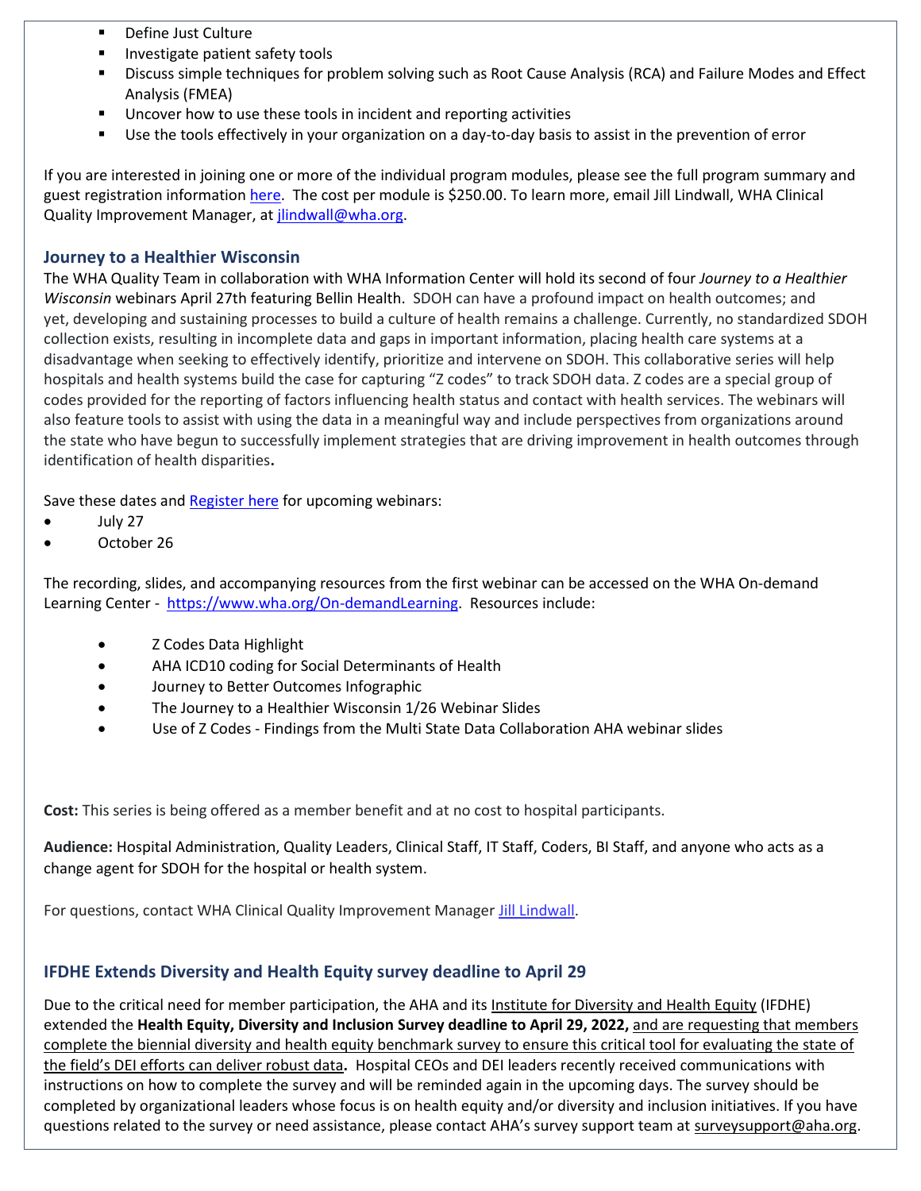- Define Just Culture
- Investigate patient safety tools
- Discuss simple techniques for problem solving such as Root Cause Analysis (RCA) and Failure Modes and Effect Analysis (FMEA)
- Uncover how to use these tools in incident and reporting activities
- Use the tools effectively in your organization on a day-to-day basis to assist in the prevention of error

If you are interested in joining one or more of the individual program modules, please see the full program summary and guest registration information here. The cost per module is $250.00. To learn more, email Jill Lindwall, WHA Clinical Quality Improvement Manager, at jlindwall@wha.org.

### Journey to a Healthier Wisconsin

The WHA Quality Team in collaboration with WHA Information Center will hold its second of four *Journey to a Healthier Wisconsin* webinars April 27th featuring Bellin Health. SDOH can have a profound impact on health outcomes; and yet, developing and sustaining processes to build a culture of health remains a challenge. Currently, no standardized SDOH collection exists, resulting in incomplete data and gaps in important information, placing health care systems at a disadvantage when seeking to effectively identify, prioritize and intervene on SDOH. This collaborative series will help hospitals and health systems build the case for capturing "Z codes" to track SDOH data. Z codes are a special group of codes provided for the reporting of factors influencing health status and contact with health services. The webinars will also feature tools to assist with using the data in a meaningful way and include perspectives from organizations around the state who have begun to successfully implement strategies that are driving improvement in health outcomes through identification of health disparities**.**

Save these dates and Register here for upcoming webinars:

- July 27
- October 26

The recording, slides, and accompanying resources from the first webinar can be accessed on the WHA On-demand Learning Center - https://www.wha.org/On-demandLearning. Resources include:

- Z Codes Data Highlight
- AHA ICD10 coding for Social Determinants of Health
- Journey to Better Outcomes Infographic
- The Journey to a Healthier Wisconsin 1/26 Webinar Slides
- Use of Z Codes - Findings from the Multi State Data Collaboration AHA webinar slides

**Cost:** This series is being offered as a member benefit and at no cost to hospital participants.

**Audience:** Hospital Administration, Quality Leaders, Clinical Staff, IT Staff, Coders, BI Staff, and anyone who acts as a change agent for SDOH for the hospital or health system.

For questions, contact WHA Clinical Quality Improvement Manager Jill Lindwall.

### IFDHE Extends Diversity and Health Equity survey deadline to April 29

Due to the critical need for member participation, the AHA and its Institute for Diversity and Health Equity (IFDHE) extended the **Health Equity, Diversity and Inclusion Survey deadline to April 29, 2022,** and are requesting that members complete the biennial diversity and health equity benchmark survey to ensure this critical tool for evaluating the state of the field's DEI efforts can deliver robust data**.** Hospital CEOs and DEI leaders recently received communications with instructions on how to complete the survey and will be reminded again in the upcoming days. The survey should be completed by organizational leaders whose focus is on health equity and/or diversity and inclusion initiatives. If you have questions related to the survey or need assistance, please contact AHA's survey support team at surveysupport@aha.org.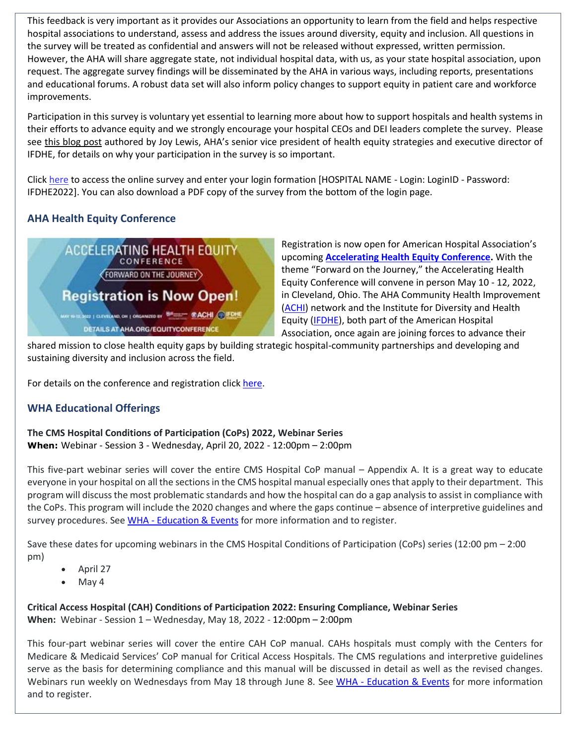This feedback is very important as it provides our Associations an opportunity to learn from the field and helps respective hospital associations to understand, assess and address the issues around diversity, equity and inclusion. All questions in the survey will be treated as confidential and answers will not be released without expressed, written permission. However, the AHA will share aggregate state, not individual hospital data, with us, as your state hospital association, upon request. The aggregate survey findings will be disseminated by the AHA in various ways, including reports, presentations and educational forums. A robust data set will also inform policy changes to support equity in patient care and workforce improvements.

Participation in this survey is voluntary yet essential to learning more about how to support hospitals and health systems in their efforts to advance equity and we strongly encourage your hospital CEOs and DEI leaders complete the survey. Please see this blog post authored by Joy Lewis, AHA's senior vice president of health equity strategies and executive director of IFDHE, for details on why your participation in the survey is so important.

Click here to access the online survey and enter your login formation [HOSPITAL NAME - Login: LoginID - Password: IFDHE2022]. You can also download a PDF copy of the survey from the bottom of the login page.

## AHA Health Equity Conference

Registration is now open for American Hospital Association's upcoming **Accelerating Health Equity Conference.** With the theme "Forward on the Journey," the Accelerating Health Equity Conference will convene in person May 10 - 12, 2022, in Cleveland, Ohio. The AHA Community Health Improvement (ACHI) network and the Institute for Diversity and Health Equity (IFDHE), both part of the American Hospital Association, once again are joining forces to advance their shared mission to close health equity gaps by building strategic hospital-community partnerships and developing and sustaining diversity and inclusion across the field.

For details on the conference and registration click here.

## WHA Educational Offerings

**The CMS Hospital Conditions of Participation (CoPs) 2022, Webinar Series**
**When:** Webinar - Session 3 - Wednesday, April 20, 2022 - 12:00pm – 2:00pm

This five-part webinar series will cover the entire CMS Hospital CoP manual – Appendix A. It is a great way to educate everyone in your hospital on all the sections in the CMS hospital manual especially ones that apply to their department. This program will discuss the most problematic standards and how the hospital can do a gap analysis to assist in compliance with the CoPs. This program will include the 2020 changes and where the gaps continue – absence of interpretive guidelines and survey procedures. See WHA - Education & Events for more information and to register.

Save these dates for upcoming webinars in the CMS Hospital Conditions of Participation (CoPs) series (12:00 pm – 2:00 pm)

- April 27
- May 4

**Critical Access Hospital (CAH) Conditions of Participation 2022: Ensuring Compliance, Webinar Series**
**When:** Webinar - Session 1 – Wednesday, May 18, 2022 - 12:00pm – 2:00pm

This four-part webinar series will cover the entire CAH CoP manual. CAHs hospitals must comply with the Centers for Medicare & Medicaid Services' CoP manual for Critical Access Hospitals. The CMS regulations and interpretive guidelines serve as the basis for determining compliance and this manual will be discussed in detail as well as the revised changes. Webinars run weekly on Wednesdays from May 18 through June 8. See WHA - Education & Events for more information and to register.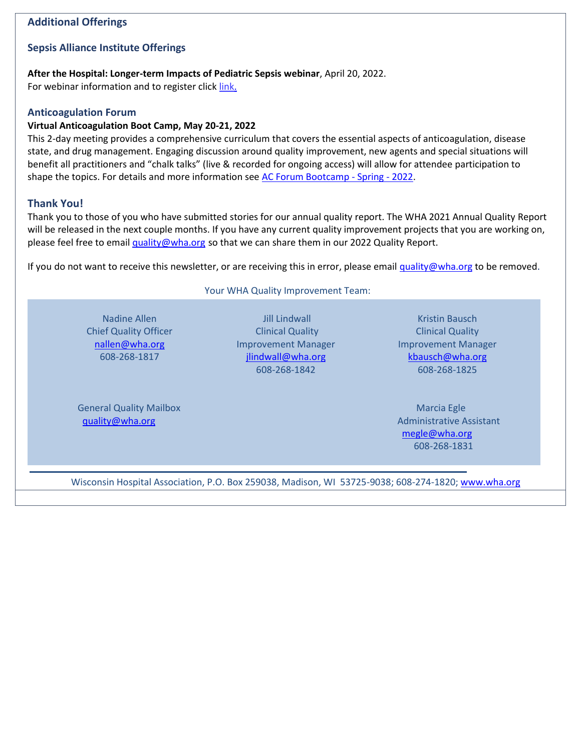## Additional Offerings

### Sepsis Alliance Institute Offerings

**After the Hospital: Longer-term Impacts of Pediatric Sepsis webinar**, April 20, 2022.
For webinar information and to register click link.

### Anticoagulation Forum

**Virtual Anticoagulation Boot Camp, May 20-21, 2022**

This 2-day meeting provides a comprehensive curriculum that covers the essential aspects of anticoagulation, disease state, and drug management. Engaging discussion around quality improvement, new agents and special situations will benefit all practitioners and "chalk talks" (live & recorded for ongoing access) will allow for attendee participation to shape the topics. For details and more information see AC Forum Bootcamp - Spring - 2022.

### Thank You!

Thank you to those of you who have submitted stories for our annual quality report. The WHA 2021 Annual Quality Report will be released in the next couple months. If you have any current quality improvement projects that you are working on, please feel free to email quality@wha.org so that we can share them in our 2022 Quality Report.

If you do not want to receive this newsletter, or are receiving this in error, please email quality@wha.org to be removed.

Your WHA Quality Improvement Team:

Nadine Allen
Chief Quality Officer
nallen@wha.org
608-268-1817

Jill Lindwall
Clinical Quality Improvement Manager
jlindwall@wha.org
608-268-1842

Kristin Bausch
Clinical Quality Improvement Manager
kbausch@wha.org
608-268-1825

General Quality Mailbox
quality@wha.org

Marcia Egle
Administrative Assistant
megle@wha.org
608-268-1831

Wisconsin Hospital Association, P.O. Box 259038, Madison, WI 53725-9038; 608-274-1820; www.wha.org